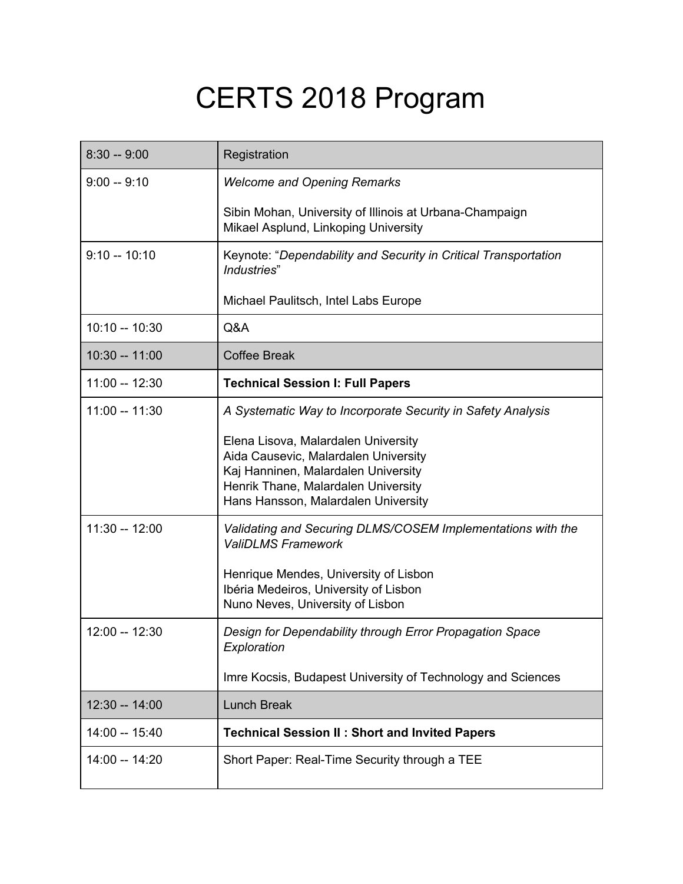# CERTS 2018 Program

| | |
|---|---|
| 8:30 -- 9:00 | Registration |
| 9:00 -- 9:10 | *Welcome and Opening Remarks*<br><br>Sibin Mohan, University of Illinois at Urbana-Champaign<br>Mikael Asplund, Linkoping University |
| 9:10 -- 10:10 | Keynote: "*Dependability and Security in Critical Transportation Industries*"<br><br>Michael Paulitsch, Intel Labs Europe |
| 10:10 -- 10:30 | Q&A |
| 10:30 -- 11:00 | Coffee Break |
| 11:00 -- 12:30 | **Technical Session I: Full Papers** |
| 11:00 -- 11:30 | *A Systematic Way to Incorporate Security in Safety Analysis*<br><br>Elena Lisova, Malardalen University<br>Aida Causevic, Malardalen University<br>Kaj Hanninen, Malardalen University<br>Henrik Thane, Malardalen University<br>Hans Hansson, Malardalen University |
| 11:30 -- 12:00 | *Validating and Securing DLMS/COSEM Implementations with the ValiDLMS Framework*<br><br>Henrique Mendes, University of Lisbon<br>Ibéria Medeiros, University of Lisbon<br>Nuno Neves, University of Lisbon |
| 12:00 -- 12:30 | *Design for Dependability through Error Propagation Space Exploration*<br><br>Imre Kocsis, Budapest University of Technology and Sciences |
| 12:30 -- 14:00 | Lunch Break |
| 14:00 -- 15:40 | **Technical Session II : Short and Invited Papers** |
| 14:00 -- 14:20 | Short Paper: Real-Time Security through a TEE |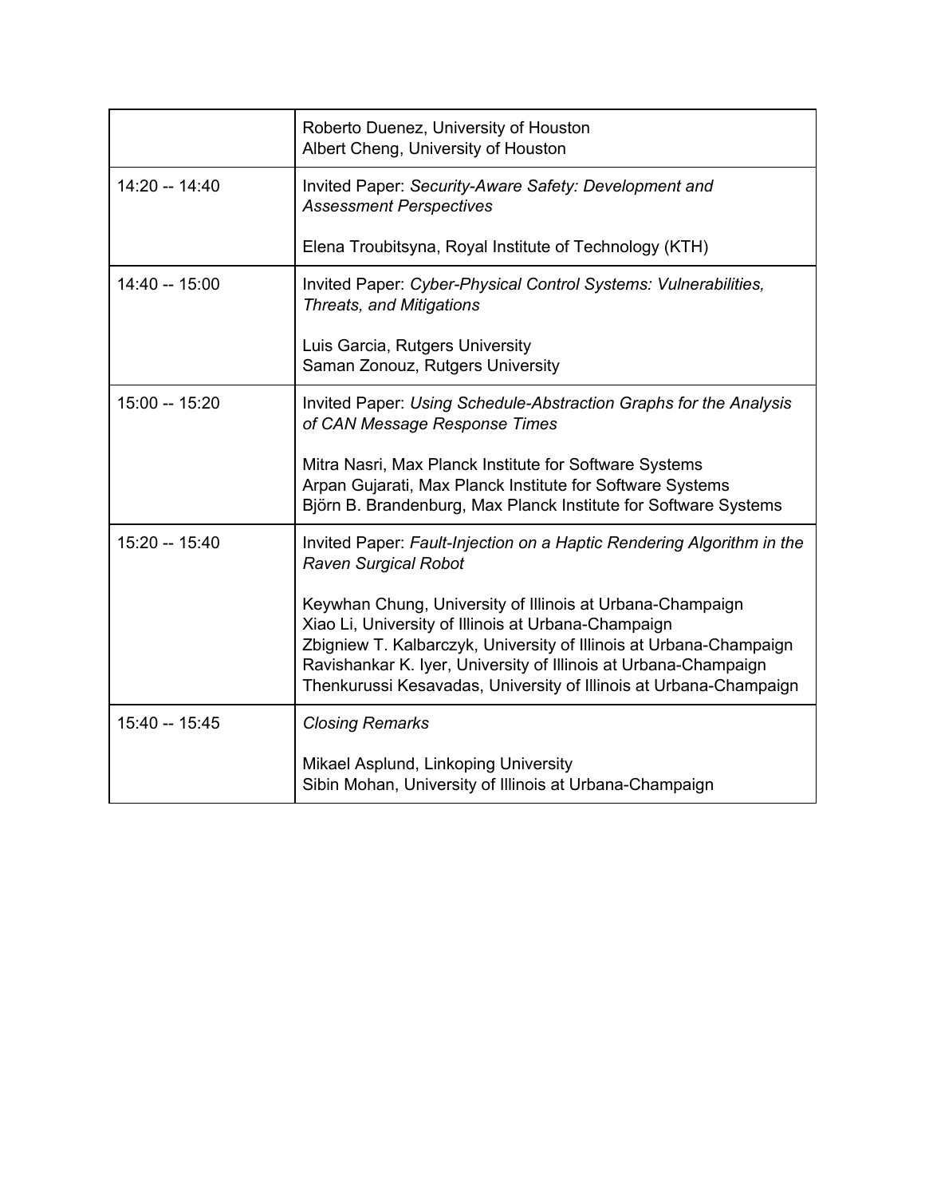| | |
|---|---|
| | Roberto Duenez, University of Houston<br>Albert Cheng, University of Houston |
| 14:20 -- 14:40 | Invited Paper: *Security-Aware Safety: Development and Assessment Perspectives*<br><br>Elena Troubitsyna, Royal Institute of Technology (KTH) |
| 14:40 -- 15:00 | Invited Paper: *Cyber-Physical Control Systems: Vulnerabilities, Threats, and Mitigations*<br><br>Luis Garcia, Rutgers University<br>Saman Zonouz, Rutgers University |
| 15:00 -- 15:20 | Invited Paper: *Using Schedule-Abstraction Graphs for the Analysis of CAN Message Response Times*<br><br>Mitra Nasri, Max Planck Institute for Software Systems<br>Arpan Gujarati, Max Planck Institute for Software Systems<br>Björn B. Brandenburg, Max Planck Institute for Software Systems |
| 15:20 -- 15:40 | Invited Paper: *Fault-Injection on a Haptic Rendering Algorithm in the Raven Surgical Robot*<br><br>Keywhan Chung, University of Illinois at Urbana-Champaign<br>Xiao Li, University of Illinois at Urbana-Champaign<br>Zbigniew T. Kalbarczyk, University of Illinois at Urbana-Champaign<br>Ravishankar K. Iyer, University of Illinois at Urbana-Champaign<br>Thenkurussi Kesavadas, University of Illinois at Urbana-Champaign |
| 15:40 -- 15:45 | *Closing Remarks*<br><br>Mikael Asplund, Linkoping University<br>Sibin Mohan, University of Illinois at Urbana-Champaign |